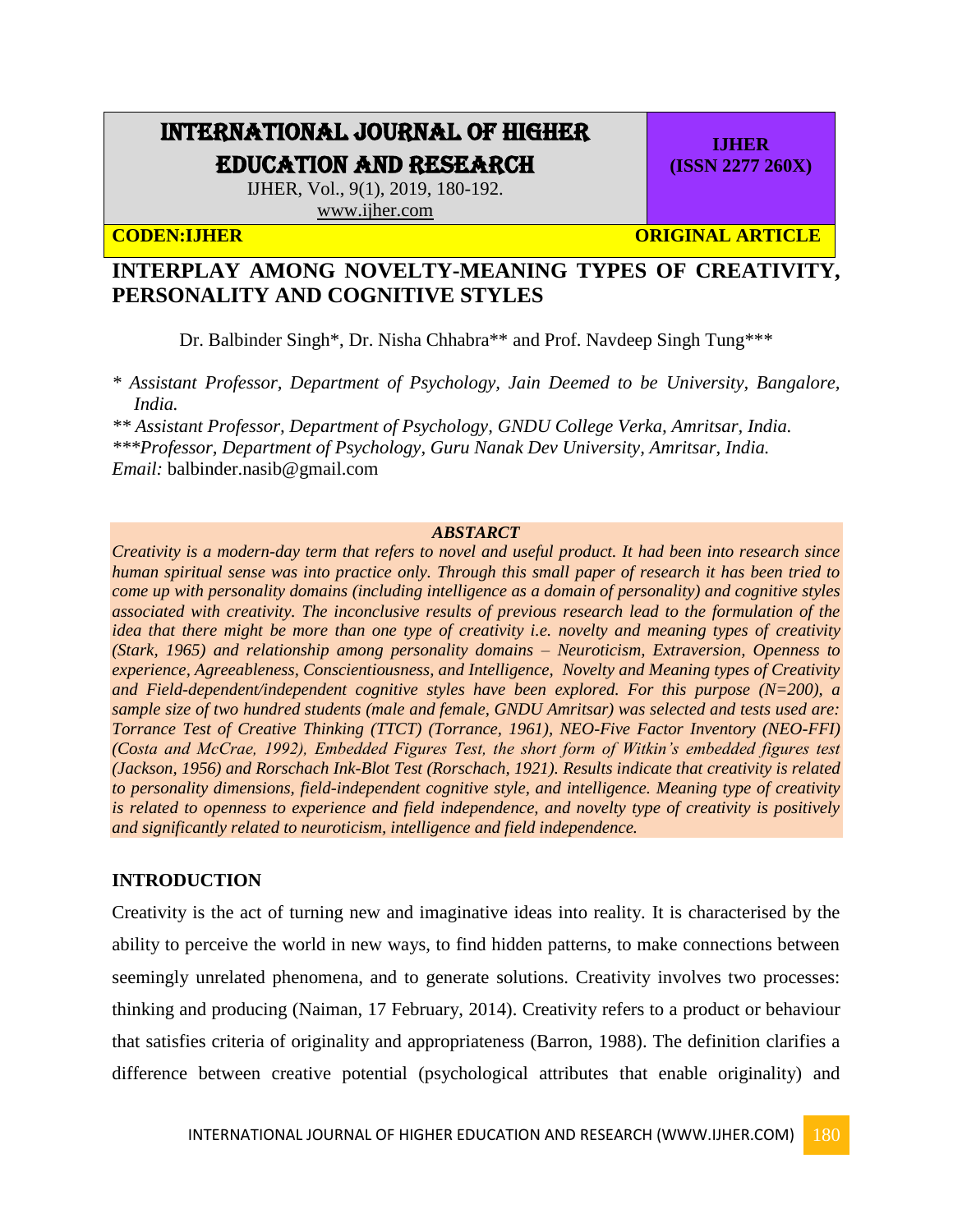# INTERPLAY AMONG NOVELTY-MEANING TYPES OF CREATIVITY, PERSONALITY AND COGNITIVE STYLES

Dr. Balbinder Singh*, Dr. Nisha Chhabra** and Prof. Navdeep Singh Tung***

*\* Assistant Professor, Department of Psychology, Jain Deemed to be University, Bangalore, India.*

*\*\* Assistant Professor, Department of Psychology, GNDU College Verka, Amritsar, India.*

*\*\*\*Professor, Department of Psychology, Guru Nanak Dev University, Amritsar, India.*

*Email:* balbinder.nasib@gmail.com

***ABSTARCT***

*Creativity is a modern-day term that refers to novel and useful product. It had been into research since human spiritual sense was into practice only. Through this small paper of research it has been tried to come up with personality domains (including intelligence as a domain of personality) and cognitive styles associated with creativity. The inconclusive results of previous research lead to the formulation of the idea that there might be more than one type of creativity i.e. novelty and meaning types of creativity (Stark, 1965) and relationship among personality domains – Neuroticism, Extraversion, Openness to experience, Agreeableness, Conscientiousness, and Intelligence, Novelty and Meaning types of Creativity and Field-dependent/independent cognitive styles have been explored. For this purpose (N=200), a sample size of two hundred students (male and female, GNDU Amritsar) was selected and tests used are: Torrance Test of Creative Thinking (TTCT) (Torrance, 1961), NEO-Five Factor Inventory (NEO-FFI) (Costa and McCrae, 1992), Embedded Figures Test, the short form of Witkin's embedded figures test (Jackson, 1956) and Rorschach Ink-Blot Test (Rorschach, 1921). Results indicate that creativity is related to personality dimensions, field-independent cognitive style, and intelligence. Meaning type of creativity is related to openness to experience and field independence, and novelty type of creativity is positively and significantly related to neuroticism, intelligence and field independence.*

## INTRODUCTION

Creativity is the act of turning new and imaginative ideas into reality. It is characterised by the ability to perceive the world in new ways, to find hidden patterns, to make connections between seemingly unrelated phenomena, and to generate solutions. Creativity involves two processes: thinking and producing (Naiman, 17 February, 2014). Creativity refers to a product or behaviour that satisfies criteria of originality and appropriateness (Barron, 1988). The definition clarifies a difference between creative potential (psychological attributes that enable originality) and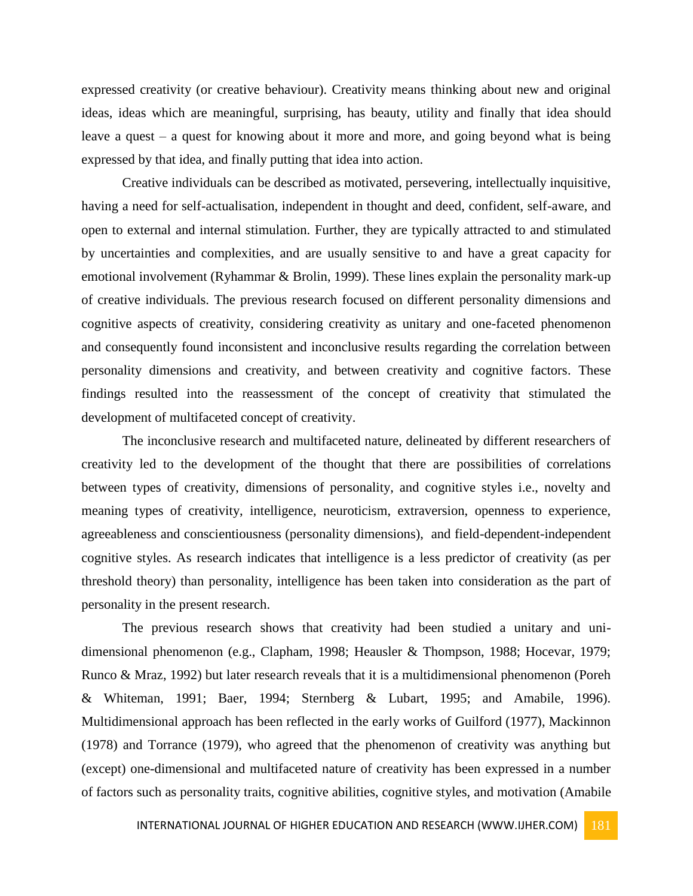expressed creativity (or creative behaviour). Creativity means thinking about new and original ideas, ideas which are meaningful, surprising, has beauty, utility and finally that idea should leave a quest – a quest for knowing about it more and more, and going beyond what is being expressed by that idea, and finally putting that idea into action.

Creative individuals can be described as motivated, persevering, intellectually inquisitive, having a need for self-actualisation, independent in thought and deed, confident, self-aware, and open to external and internal stimulation. Further, they are typically attracted to and stimulated by uncertainties and complexities, and are usually sensitive to and have a great capacity for emotional involvement (Ryhammar & Brolin, 1999). These lines explain the personality mark-up of creative individuals. The previous research focused on different personality dimensions and cognitive aspects of creativity, considering creativity as unitary and one-faceted phenomenon and consequently found inconsistent and inconclusive results regarding the correlation between personality dimensions and creativity, and between creativity and cognitive factors. These findings resulted into the reassessment of the concept of creativity that stimulated the development of multifaceted concept of creativity.

The inconclusive research and multifaceted nature, delineated by different researchers of creativity led to the development of the thought that there are possibilities of correlations between types of creativity, dimensions of personality, and cognitive styles i.e., novelty and meaning types of creativity, intelligence, neuroticism, extraversion, openness to experience, agreeableness and conscientiousness (personality dimensions), and field-dependent-independent cognitive styles. As research indicates that intelligence is a less predictor of creativity (as per threshold theory) than personality, intelligence has been taken into consideration as the part of personality in the present research.

The previous research shows that creativity had been studied a unitary and uni-dimensional phenomenon (e.g., Clapham, 1998; Heausler & Thompson, 1988; Hocevar, 1979; Runco & Mraz, 1992) but later research reveals that it is a multidimensional phenomenon (Poreh & Whiteman, 1991; Baer, 1994; Sternberg & Lubart, 1995; and Amabile, 1996). Multidimensional approach has been reflected in the early works of Guilford (1977), Mackinnon (1978) and Torrance (1979), who agreed that the phenomenon of creativity was anything but (except) one-dimensional and multifaceted nature of creativity has been expressed in a number of factors such as personality traits, cognitive abilities, cognitive styles, and motivation (Amabile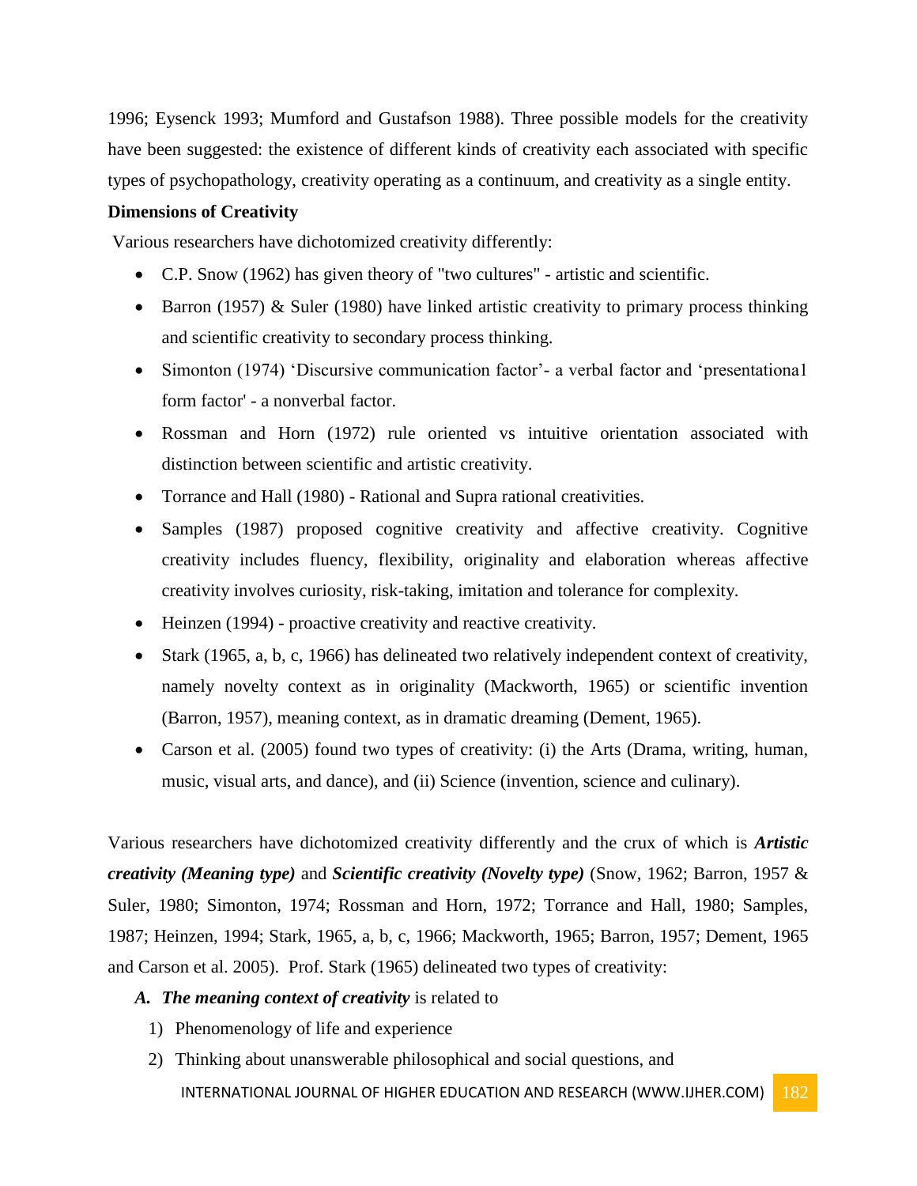1996; Eysenck 1993; Mumford and Gustafson 1988). Three possible models for the creativity have been suggested: the existence of different kinds of creativity each associated with specific types of psychopathology, creativity operating as a continuum, and creativity as a single entity.

**Dimensions of Creativity**

Various researchers have dichotomized creativity differently:

- C.P. Snow (1962) has given theory of "two cultures" - artistic and scientific.
- Barron (1957) & Suler (1980) have linked artistic creativity to primary process thinking and scientific creativity to secondary process thinking.
- Simonton (1974) 'Discursive communication factor'- a verbal factor and 'presentationa1 form factor' - a nonverbal factor.
- Rossman and Horn (1972) rule oriented vs intuitive orientation associated with distinction between scientific and artistic creativity.
- Torrance and Hall (1980) - Rational and Supra rational creativities.
- Samples (1987) proposed cognitive creativity and affective creativity. Cognitive creativity includes fluency, flexibility, originality and elaboration whereas affective creativity involves curiosity, risk-taking, imitation and tolerance for complexity.
- Heinzen (1994) - proactive creativity and reactive creativity.
- Stark (1965, a, b, c, 1966) has delineated two relatively independent context of creativity, namely novelty context as in originality (Mackworth, 1965) or scientific invention (Barron, 1957), meaning context, as in dramatic dreaming (Dement, 1965).
- Carson et al. (2005) found two types of creativity: (i) the Arts (Drama, writing, human, music, visual arts, and dance), and (ii) Science (invention, science and culinary).

Various researchers have dichotomized creativity differently and the crux of which is ***Artistic creativity (Meaning type)*** and ***Scientific creativity (Novelty type)*** (Snow, 1962; Barron, 1957 & Suler, 1980; Simonton, 1974; Rossman and Horn, 1972; Torrance and Hall, 1980; Samples, 1987; Heinzen, 1994; Stark, 1965, a, b, c, 1966; Mackworth, 1965; Barron, 1957; Dement, 1965 and Carson et al. 2005). Prof. Stark (1965) delineated two types of creativity:

***A. The meaning context of creativity*** is related to

1) Phenomenology of life and experience
2) Thinking about unanswerable philosophical and social questions, and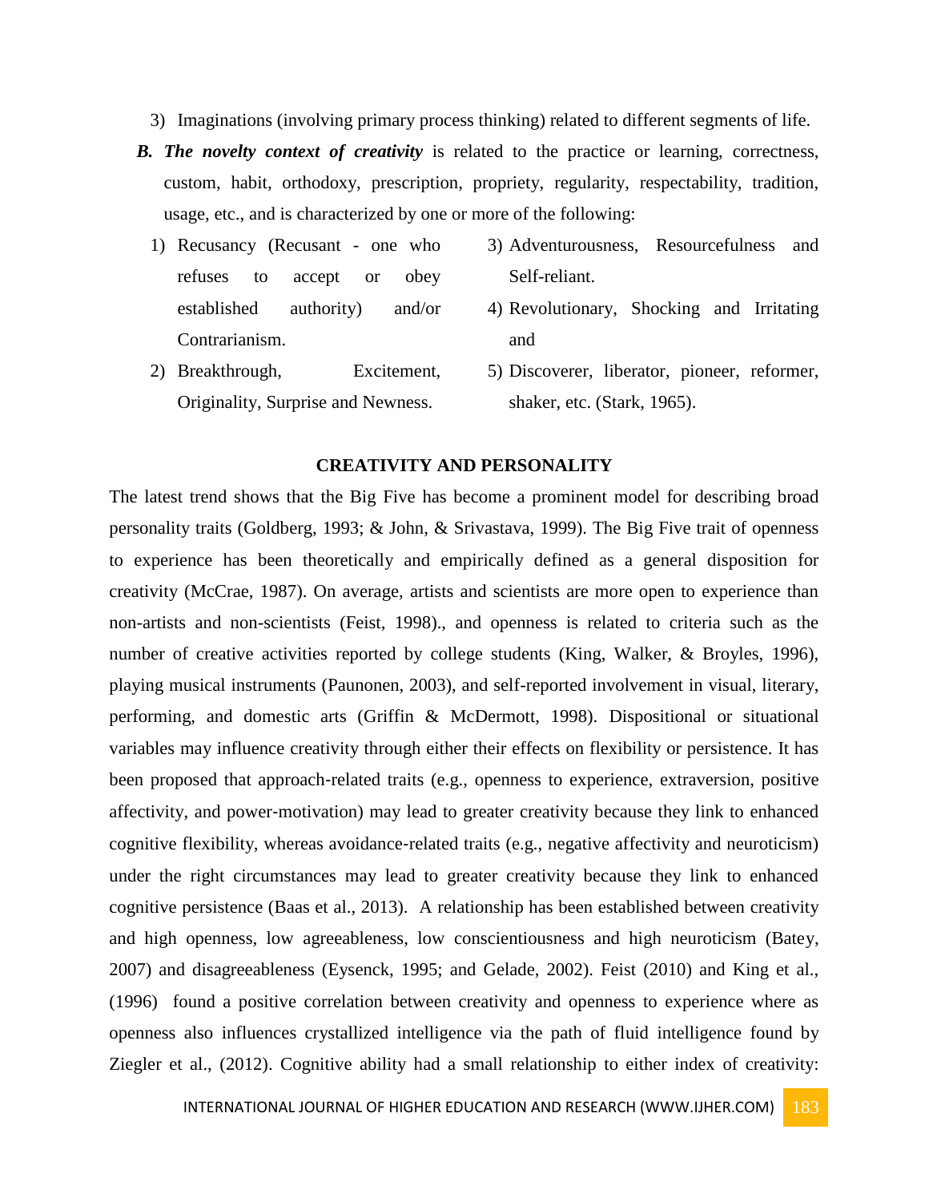3) Imaginations (involving primary process thinking) related to different segments of life.

**B. *The novelty context of creativity*** is related to the practice or learning, correctness, custom, habit, orthodoxy, prescription, propriety, regularity, respectability, tradition, usage, etc., and is characterized by one or more of the following:

1) Recusancy (Recusant - one who refuses to accept or obey established authority) and/or Contrarianism.
2) Breakthrough, Excitement, Originality, Surprise and Newness.
3) Adventurousness, Resourcefulness and Self-reliant.
4) Revolutionary, Shocking and Irritating and
5) Discoverer, liberator, pioneer, reformer, shaker, etc. (Stark, 1965).

## CREATIVITY AND PERSONALITY

The latest trend shows that the Big Five has become a prominent model for describing broad personality traits (Goldberg, 1993; & John, & Srivastava, 1999). The Big Five trait of openness to experience has been theoretically and empirically defined as a general disposition for creativity (McCrae, 1987). On average, artists and scientists are more open to experience than non-artists and non-scientists (Feist, 1998)., and openness is related to criteria such as the number of creative activities reported by college students (King, Walker, & Broyles, 1996), playing musical instruments (Paunonen, 2003), and self-reported involvement in visual, literary, performing, and domestic arts (Griffin & McDermott, 1998). Dispositional or situational variables may influence creativity through either their effects on flexibility or persistence. It has been proposed that approach-related traits (e.g., openness to experience, extraversion, positive affectivity, and power-motivation) may lead to greater creativity because they link to enhanced cognitive flexibility, whereas avoidance-related traits (e.g., negative affectivity and neuroticism) under the right circumstances may lead to greater creativity because they link to enhanced cognitive persistence (Baas et al., 2013). A relationship has been established between creativity and high openness, low agreeableness, low conscientiousness and high neuroticism (Batey, 2007) and disagreeableness (Eysenck, 1995; and Gelade, 2002). Feist (2010) and King et al., (1996) found a positive correlation between creativity and openness to experience where as openness also influences crystallized intelligence via the path of fluid intelligence found by Ziegler et al., (2012). Cognitive ability had a small relationship to either index of creativity: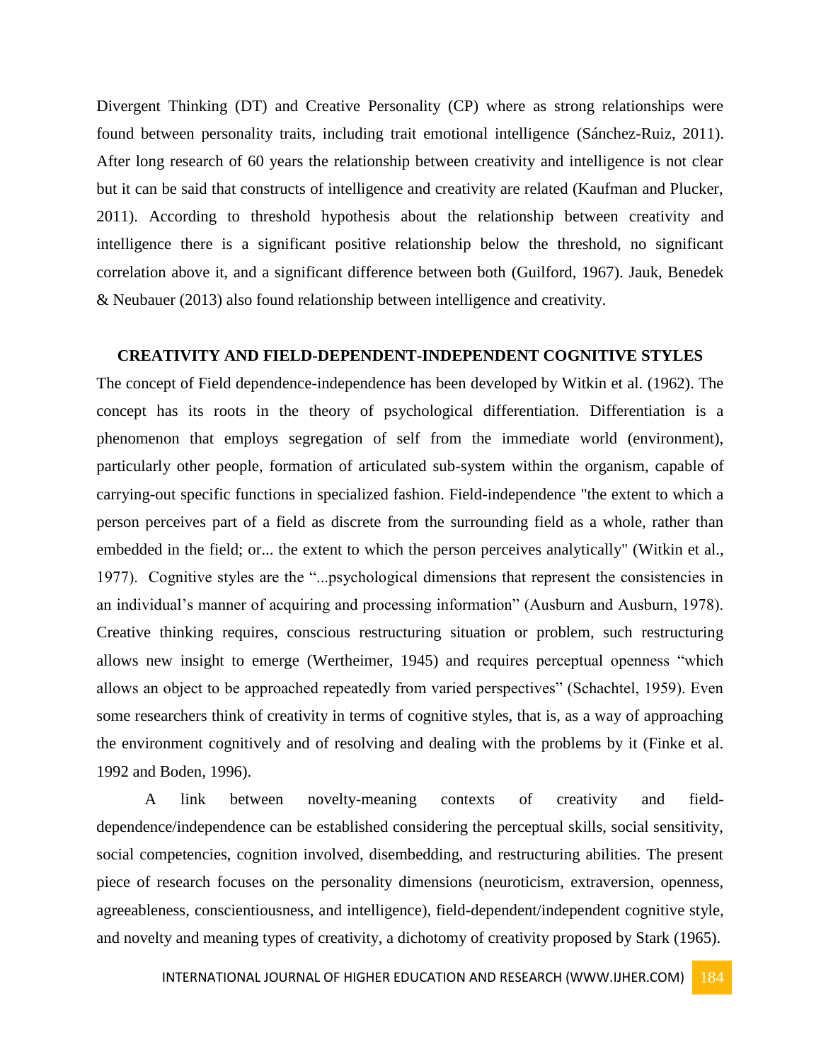Divergent Thinking (DT) and Creative Personality (CP) where as strong relationships were found between personality traits, including trait emotional intelligence (Sánchez-Ruiz, 2011). After long research of 60 years the relationship between creativity and intelligence is not clear but it can be said that constructs of intelligence and creativity are related (Kaufman and Plucker, 2011). According to threshold hypothesis about the relationship between creativity and intelligence there is a significant positive relationship below the threshold, no significant correlation above it, and a significant difference between both (Guilford, 1967). Jauk, Benedek & Neubauer (2013) also found relationship between intelligence and creativity.

## CREATIVITY AND FIELD-DEPENDENT-INDEPENDENT COGNITIVE STYLES

The concept of Field dependence-independence has been developed by Witkin et al. (1962). The concept has its roots in the theory of psychological differentiation. Differentiation is a phenomenon that employs segregation of self from the immediate world (environment), particularly other people, formation of articulated sub-system within the organism, capable of carrying-out specific functions in specialized fashion. Field-independence "the extent to which a person perceives part of a field as discrete from the surrounding field as a whole, rather than embedded in the field; or... the extent to which the person perceives analytically" (Witkin et al., 1977). Cognitive styles are the "...psychological dimensions that represent the consistencies in an individual's manner of acquiring and processing information" (Ausburn and Ausburn, 1978). Creative thinking requires, conscious restructuring situation or problem, such restructuring allows new insight to emerge (Wertheimer, 1945) and requires perceptual openness "which allows an object to be approached repeatedly from varied perspectives" (Schachtel, 1959). Even some researchers think of creativity in terms of cognitive styles, that is, as a way of approaching the environment cognitively and of resolving and dealing with the problems by it (Finke et al. 1992 and Boden, 1996).

A link between novelty-meaning contexts of creativity and field-dependence/independence can be established considering the perceptual skills, social sensitivity, social competencies, cognition involved, disembedding, and restructuring abilities. The present piece of research focuses on the personality dimensions (neuroticism, extraversion, openness, agreeableness, conscientiousness, and intelligence), field-dependent/independent cognitive style, and novelty and meaning types of creativity, a dichotomy of creativity proposed by Stark (1965).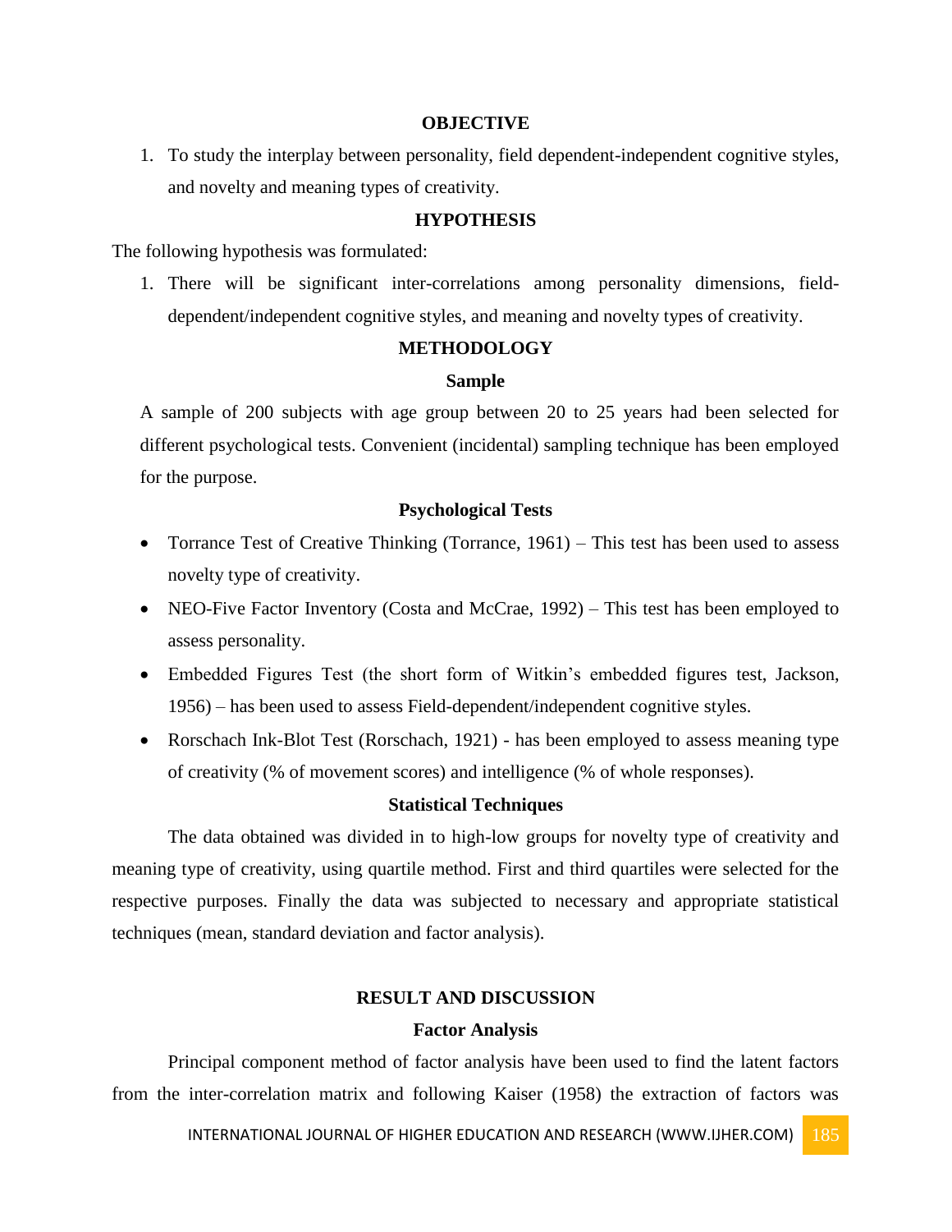## OBJECTIVE

1. To study the interplay between personality, field dependent-independent cognitive styles, and novelty and meaning types of creativity.

## HYPOTHESIS

The following hypothesis was formulated:

1. There will be significant inter-correlations among personality dimensions, field-dependent/independent cognitive styles, and meaning and novelty types of creativity.

## METHODOLOGY

### Sample

A sample of 200 subjects with age group between 20 to 25 years had been selected for different psychological tests. Convenient (incidental) sampling technique has been employed for the purpose.

### Psychological Tests

- Torrance Test of Creative Thinking (Torrance, 1961) – This test has been used to assess novelty type of creativity.
- NEO-Five Factor Inventory (Costa and McCrae, 1992) – This test has been employed to assess personality.
- Embedded Figures Test (the short form of Witkin's embedded figures test, Jackson, 1956) – has been used to assess Field-dependent/independent cognitive styles.
- Rorschach Ink-Blot Test (Rorschach, 1921) - has been employed to assess meaning type of creativity (% of movement scores) and intelligence (% of whole responses).

### Statistical Techniques

The data obtained was divided in to high-low groups for novelty type of creativity and meaning type of creativity, using quartile method. First and third quartiles were selected for the respective purposes. Finally the data was subjected to necessary and appropriate statistical techniques (mean, standard deviation and factor analysis).

## RESULT AND DISCUSSION

### Factor Analysis

Principal component method of factor analysis have been used to find the latent factors from the inter-correlation matrix and following Kaiser (1958) the extraction of factors was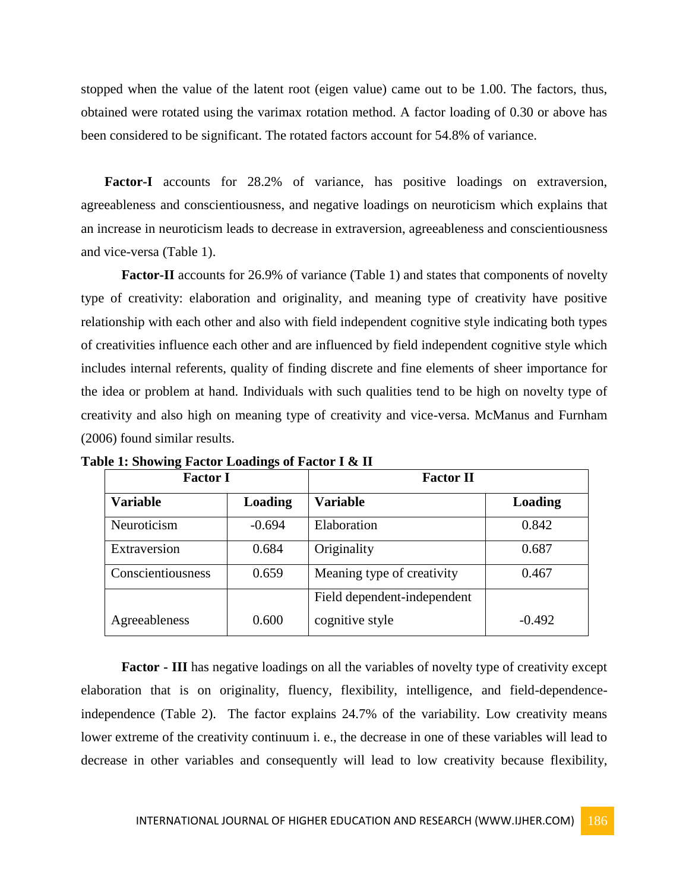stopped when the value of the latent root (eigen value) came out to be 1.00. The factors, thus, obtained were rotated using the varimax rotation method. A factor loading of 0.30 or above has been considered to be significant. The rotated factors account for 54.8% of variance.

**Factor-I** accounts for 28.2% of variance, has positive loadings on extraversion, agreeableness and conscientiousness, and negative loadings on neuroticism which explains that an increase in neuroticism leads to decrease in extraversion, agreeableness and conscientiousness and vice-versa (Table 1).

**Factor-II** accounts for 26.9% of variance (Table 1) and states that components of novelty type of creativity: elaboration and originality, and meaning type of creativity have positive relationship with each other and also with field independent cognitive style indicating both types of creativities influence each other and are influenced by field independent cognitive style which includes internal referents, quality of finding discrete and fine elements of sheer importance for the idea or problem at hand. Individuals with such qualities tend to be high on novelty type of creativity and also high on meaning type of creativity and vice-versa. McManus and Furnham (2006) found similar results.

**Table 1: Showing Factor Loadings of Factor I & II**

| Factor I | | Factor II | |
|---|---|---|---|
| **Variable** | **Loading** | **Variable** | **Loading** |
| Neuroticism | -0.694 | Elaboration | 0.842 |
| Extraversion | 0.684 | Originality | 0.687 |
| Conscientiousness | 0.659 | Meaning type of creativity | 0.467 |
| Agreeableness | 0.600 | Field dependent-independent cognitive style | -0.492 |

**Factor - III** has negative loadings on all the variables of novelty type of creativity except elaboration that is on originality, fluency, flexibility, intelligence, and field-dependence-independence (Table 2). The factor explains 24.7% of the variability. Low creativity means lower extreme of the creativity continuum i. e., the decrease in one of these variables will lead to decrease in other variables and consequently will lead to low creativity because flexibility,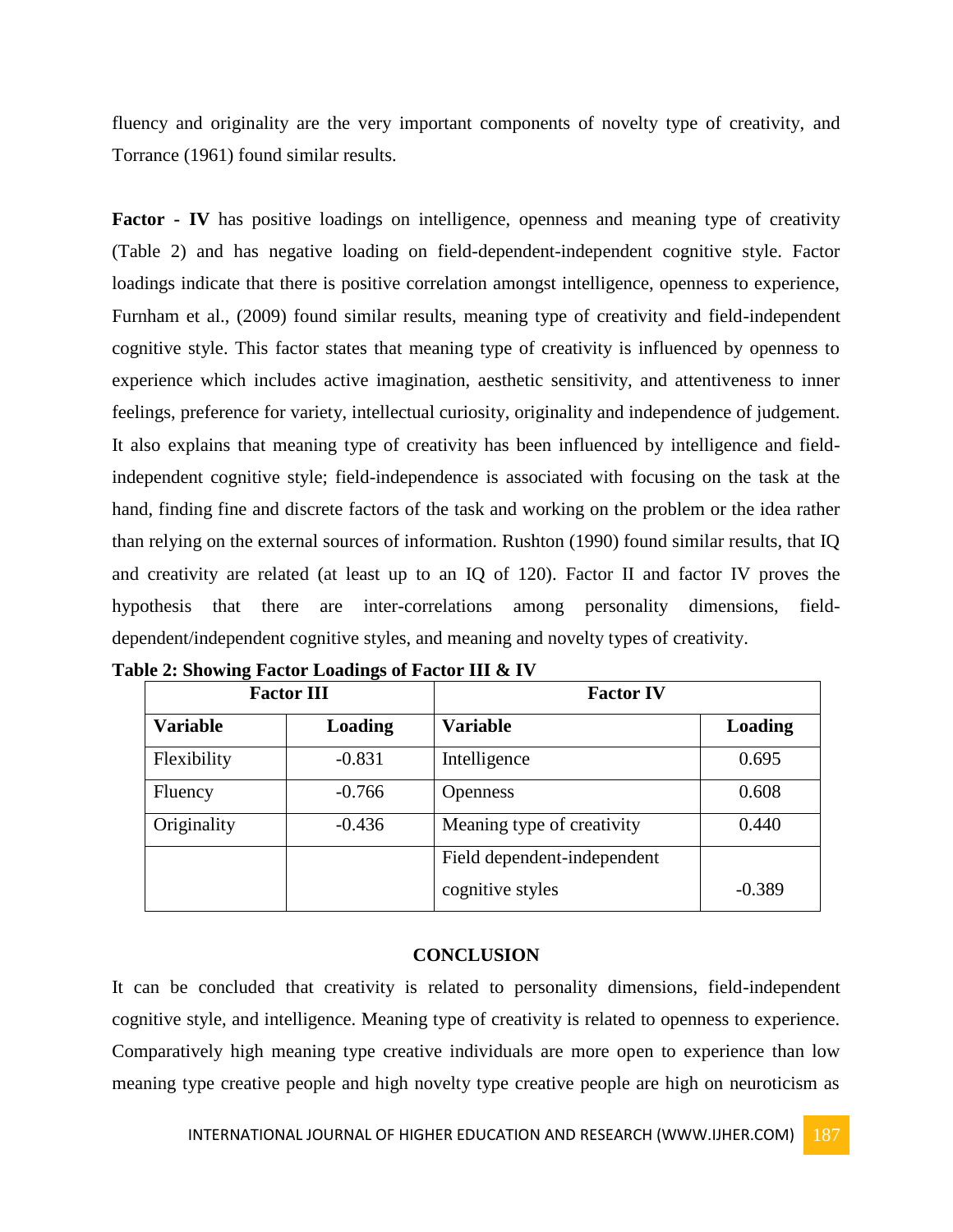fluency and originality are the very important components of novelty type of creativity, and Torrance (1961) found similar results.

**Factor - IV** has positive loadings on intelligence, openness and meaning type of creativity (Table 2) and has negative loading on field-dependent-independent cognitive style. Factor loadings indicate that there is positive correlation amongst intelligence, openness to experience, Furnham et al., (2009) found similar results, meaning type of creativity and field-independent cognitive style. This factor states that meaning type of creativity is influenced by openness to experience which includes active imagination, aesthetic sensitivity, and attentiveness to inner feelings, preference for variety, intellectual curiosity, originality and independence of judgement. It also explains that meaning type of creativity has been influenced by intelligence and field-independent cognitive style; field-independence is associated with focusing on the task at the hand, finding fine and discrete factors of the task and working on the problem or the idea rather than relying on the external sources of information. Rushton (1990) found similar results, that IQ and creativity are related (at least up to an IQ of 120). Factor II and factor IV proves the hypothesis that there are inter-correlations among personality dimensions, field-dependent/independent cognitive styles, and meaning and novelty types of creativity.

**Table 2: Showing Factor Loadings of Factor III & IV**

| Factor III | | Factor IV | |
|---|---|---|---|
| **Variable** | **Loading** | **Variable** | **Loading** |
| Flexibility | -0.831 | Intelligence | 0.695 |
| Fluency | -0.766 | Openness | 0.608 |
| Originality | -0.436 | Meaning type of creativity | 0.440 |
| | | Field dependent-independent cognitive styles | -0.389 |

## CONCLUSION

It can be concluded that creativity is related to personality dimensions, field-independent cognitive style, and intelligence. Meaning type of creativity is related to openness to experience. Comparatively high meaning type creative individuals are more open to experience than low meaning type creative people and high novelty type creative people are high on neuroticism as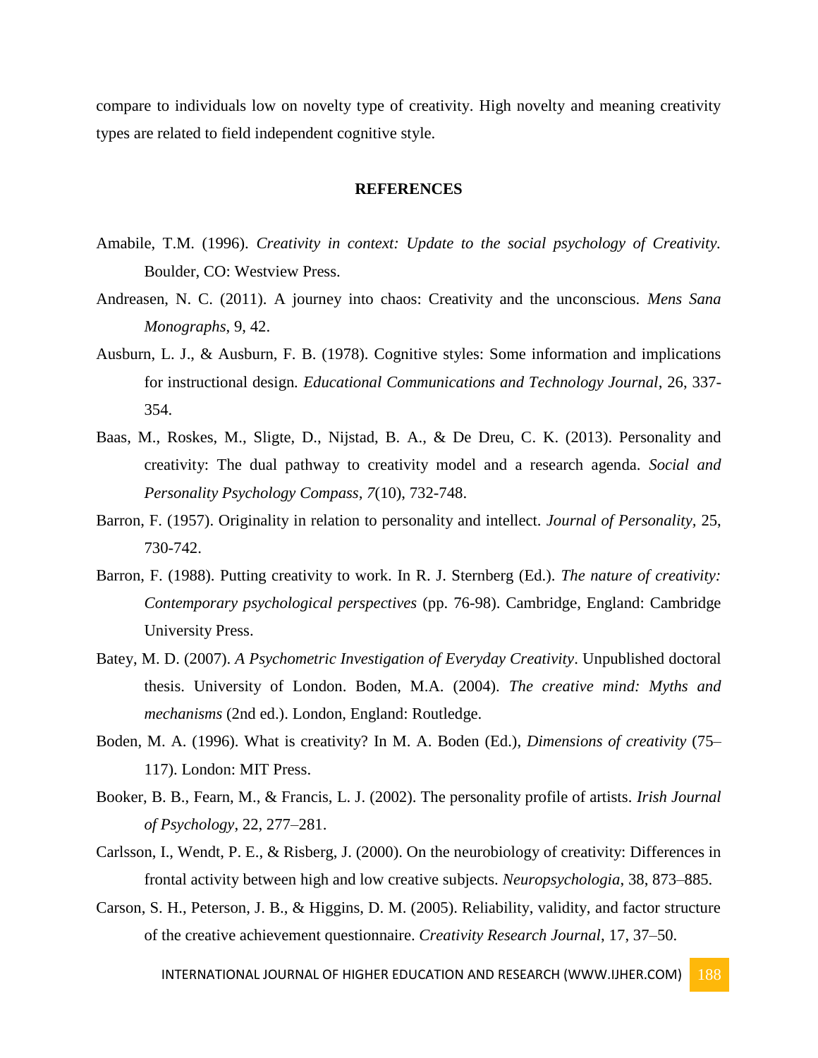compare to individuals low on novelty type of creativity. High novelty and meaning creativity types are related to field independent cognitive style.

## REFERENCES

Amabile, T.M. (1996). *Creativity in context: Update to the social psychology of Creativity.* Boulder, CO: Westview Press.

Andreasen, N. C. (2011). A journey into chaos: Creativity and the unconscious. *Mens Sana Monographs*, 9, 42.

Ausburn, L. J., & Ausburn, F. B. (1978). Cognitive styles: Some information and implications for instructional design*. Educational Communications and Technology Journal*, 26, 337-354.

Baas, M., Roskes, M., Sligte, D., Nijstad, B. A., & De Dreu, C. K. (2013). Personality and creativity: The dual pathway to creativity model and a research agenda. *Social and Personality Psychology Compass, 7*(10), 732-748.

Barron, F. (1957). Originality in relation to personality and intellect. *Journal of Personality*, 25, 730-742.

Barron, F. (1988). Putting creativity to work. In R. J. Sternberg (Ed.). *The nature of creativity: Contemporary psychological perspectives* (pp. 76-98). Cambridge, England: Cambridge University Press.

Batey, M. D. (2007). *A Psychometric Investigation of Everyday Creativity*. Unpublished doctoral thesis. University of London. Boden, M.A. (2004). *The creative mind: Myths and mechanisms* (2nd ed.). London, England: Routledge.

Boden, M. A. (1996). What is creativity? In M. A. Boden (Ed.), *Dimensions of creativity* (75–117). London: MIT Press.

Booker, B. B., Fearn, M., & Francis, L. J. (2002). The personality profile of artists. *Irish Journal of Psychology*, 22, 277–281.

Carlsson, I., Wendt, P. E., & Risberg, J. (2000). On the neurobiology of creativity: Differences in frontal activity between high and low creative subjects. *Neuropsychologia*, 38, 873–885.

Carson, S. H., Peterson, J. B., & Higgins, D. M. (2005). Reliability, validity, and factor structure of the creative achievement questionnaire. *Creativity Research Journal*, 17, 37–50.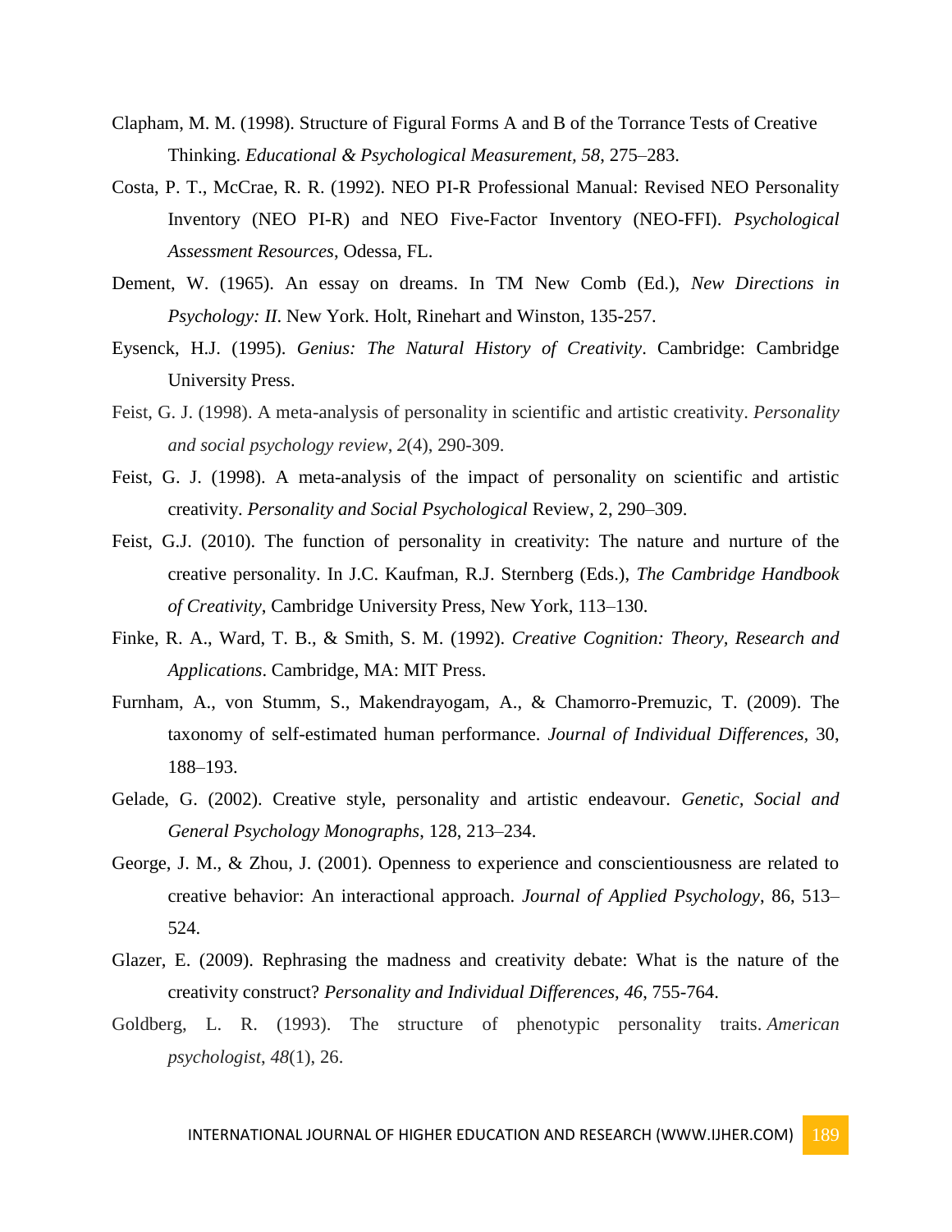Clapham, M. M. (1998). Structure of Figural Forms A and B of the Torrance Tests of Creative Thinking. *Educational & Psychological Measurement*, *58*, 275–283.

Costa, P. T., McCrae, R. R. (1992). NEO PI-R Professional Manual: Revised NEO Personality Inventory (NEO PI-R) and NEO Five-Factor Inventory (NEO-FFI). *Psychological Assessment Resources*, Odessa, FL.

Dement, W. (1965). An essay on dreams. In TM New Comb (Ed.), *New Directions in Psychology: II*. New York. Holt, Rinehart and Winston, 135-257.

Eysenck, H.J. (1995). *Genius: The Natural History of Creativity*. Cambridge: Cambridge University Press.

Feist, G. J. (1998). A meta-analysis of personality in scientific and artistic creativity. *Personality and social psychology review*, *2*(4), 290-309.

Feist, G. J. (1998). A meta-analysis of the impact of personality on scientific and artistic creativity. *Personality and Social Psychological* Review, 2, 290–309.

Feist, G.J. (2010). The function of personality in creativity: The nature and nurture of the creative personality. In J.C. Kaufman, R.J. Sternberg (Eds.), *The Cambridge Handbook of Creativity*, Cambridge University Press, New York, 113–130.

Finke, R. A., Ward, T. B., & Smith, S. M. (1992). *Creative Cognition: Theory, Research and Applications*. Cambridge, MA: MIT Press.

Furnham, A., von Stumm, S., Makendrayogam, A., & Chamorro-Premuzic, T. (2009). The taxonomy of self-estimated human performance. *Journal of Individual Differences*, 30, 188–193.

Gelade, G. (2002). Creative style, personality and artistic endeavour. *Genetic, Social and General Psychology Monographs*, 128, 213–234.

George, J. M., & Zhou, J. (2001). Openness to experience and conscientiousness are related to creative behavior: An interactional approach. *Journal of Applied Psychology*, 86, 513–524.

Glazer, E. (2009). Rephrasing the madness and creativity debate: What is the nature of the creativity construct? *Personality and Individual Differences*, *46*, 755-764.

Goldberg, L. R. (1993). The structure of phenotypic personality traits. *American psychologist*, *48*(1), 26.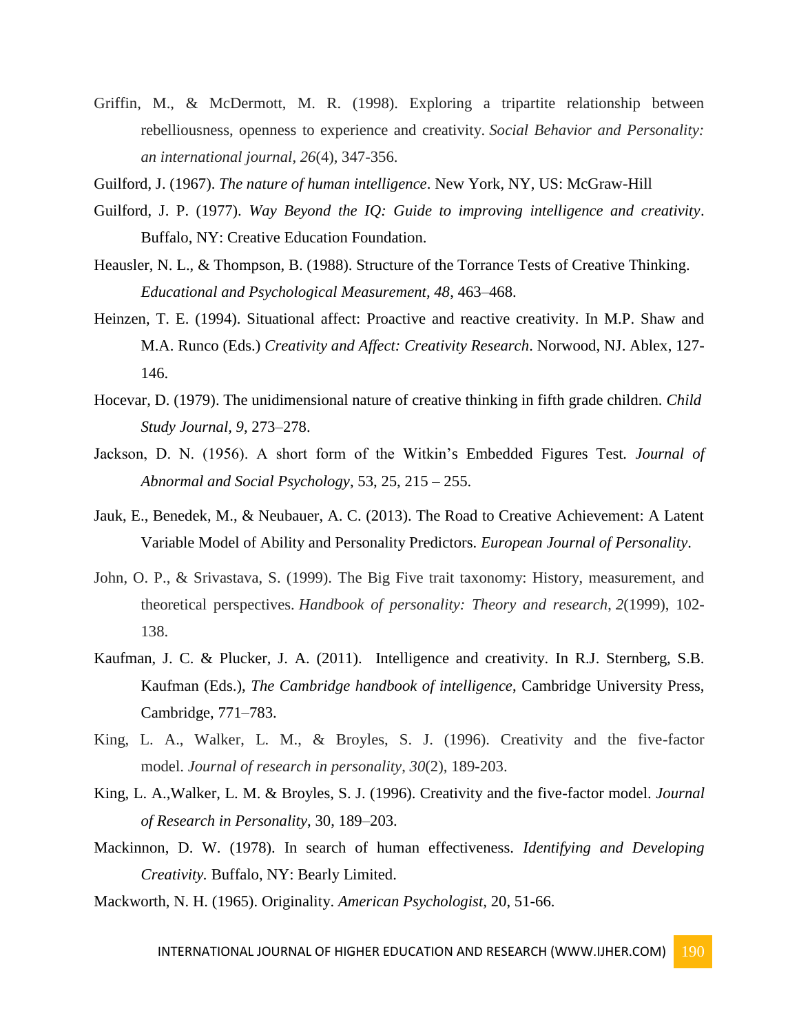Griffin, M., & McDermott, M. R. (1998). Exploring a tripartite relationship between rebelliousness, openness to experience and creativity. *Social Behavior and Personality: an international journal*, *26*(4), 347-356.

Guilford, J. (1967). *The nature of human intelligence*. New York, NY, US: McGraw-Hill

Guilford, J. P. (1977). *Way Beyond the IQ: Guide to improving intelligence and creativity*. Buffalo, NY: Creative Education Foundation.

Heausler, N. L., & Thompson, B. (1988). Structure of the Torrance Tests of Creative Thinking. *Educational and Psychological Measurement, 48*, 463–468.

Heinzen, T. E. (1994). Situational affect: Proactive and reactive creativity. In M.P. Shaw and M.A. Runco (Eds.) *Creativity and Affect: Creativity Research*. Norwood, NJ. Ablex, 127-146.

Hocevar, D. (1979). The unidimensional nature of creative thinking in fifth grade children. *Child Study Journal*, *9*, 273–278.

Jackson, D. N. (1956). A short form of the Witkin's Embedded Figures Test. *Journal of Abnormal and Social Psychology*, 53, 25, 215 – 255.

Jauk, E., Benedek, M., & Neubauer, A. C. (2013). The Road to Creative Achievement: A Latent Variable Model of Ability and Personality Predictors. *European Journal of Personality*.

John, O. P., & Srivastava, S. (1999). The Big Five trait taxonomy: History, measurement, and theoretical perspectives. *Handbook of personality: Theory and research*, *2*(1999), 102-138.

Kaufman, J. C. & Plucker, J. A. (2011). Intelligence and creativity. In R.J. Sternberg, S.B. Kaufman (Eds.), *The Cambridge handbook of intelligence*, Cambridge University Press, Cambridge, 771–783.

King, L. A., Walker, L. M., & Broyles, S. J. (1996). Creativity and the five-factor model. *Journal of research in personality*, *30*(2), 189-203.

King, L. A.,Walker, L. M. & Broyles, S. J. (1996). Creativity and the five-factor model. *Journal of Research in Personality*, 30, 189–203.

Mackinnon, D. W. (1978). In search of human effectiveness. *Identifying and Developing Creativity.* Buffalo, NY: Bearly Limited.

Mackworth, N. H. (1965). Originality. *American Psychologist*, 20, 51-66.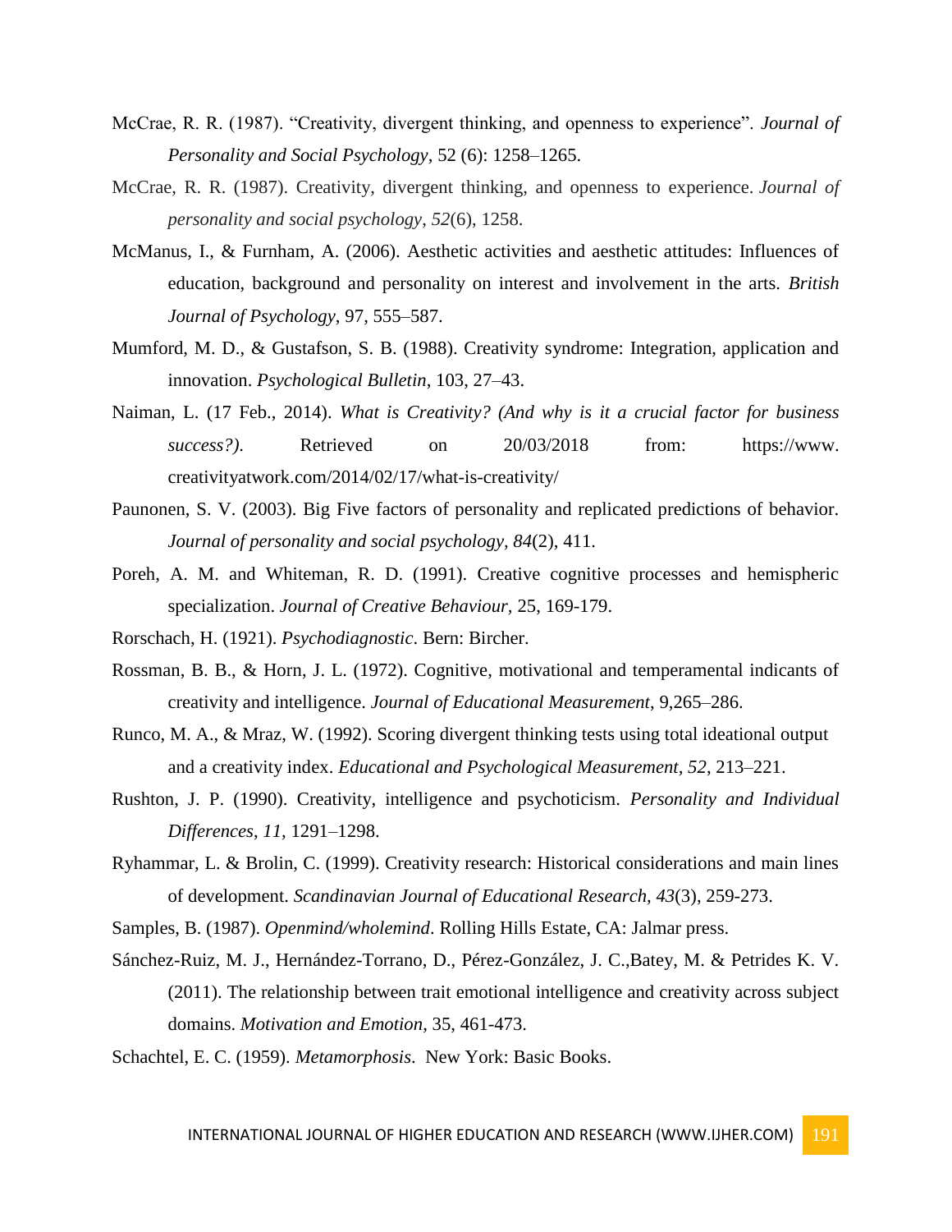McCrae, R. R. (1987). "Creativity, divergent thinking, and openness to experience". *Journal of Personality and Social Psychology,* 52 (6): 1258–1265.

McCrae, R. R. (1987). Creativity, divergent thinking, and openness to experience. *Journal of personality and social psychology*, *52*(6), 1258.

McManus, I., & Furnham, A. (2006). Aesthetic activities and aesthetic attitudes: Influences of education, background and personality on interest and involvement in the arts. *British Journal of Psychology*, 97, 555–587.

Mumford, M. D., & Gustafson, S. B. (1988). Creativity syndrome: Integration, application and innovation. *Psychological Bulletin*, 103, 27–43.

Naiman, L. (17 Feb., 2014). *What is Creativity? (And why is it a crucial factor for business success?).* Retrieved on 20/03/2018 from: https://www.creativityatwork.com/2014/02/17/what-is-creativity/

Paunonen, S. V. (2003). Big Five factors of personality and replicated predictions of behavior. *Journal of personality and social psychology, 84*(2), 411.

Poreh, A. M. and Whiteman, R. D. (1991). Creative cognitive processes and hemispheric specialization. *Journal of Creative Behaviour,* 25, 169-179.

Rorschach, H. (1921). *Psychodiagnostic*. Bern: Bircher.

Rossman, B. B., & Horn, J. L. (1972). Cognitive, motivational and temperamental indicants of creativity and intelligence. *Journal of Educational Measurement*, 9,265–286.

Runco, M. A., & Mraz, W. (1992). Scoring divergent thinking tests using total ideational output and a creativity index. *Educational and Psychological Measurement, 52*, 213–221.

Rushton, J. P. (1990). Creativity, intelligence and psychoticism. *Personality and Individual Differences*, *11,* 1291–1298.

Ryhammar, L. & Brolin, C. (1999). Creativity research: Historical considerations and main lines of development. *Scandinavian Journal of Educational Research, 43*(3), 259-273.

Samples, B. (1987). *Openmind/wholemind*. Rolling Hills Estate, CA: Jalmar press.

Sánchez-Ruiz, M. J., Hernández-Torrano, D., Pérez-González, J. C.,Batey, M. & Petrides K. V. (2011). The relationship between trait emotional intelligence and creativity across subject domains. *Motivation and Emotion*, 35, 461-473.

Schachtel, E. C. (1959). *Metamorphosis*. New York: Basic Books.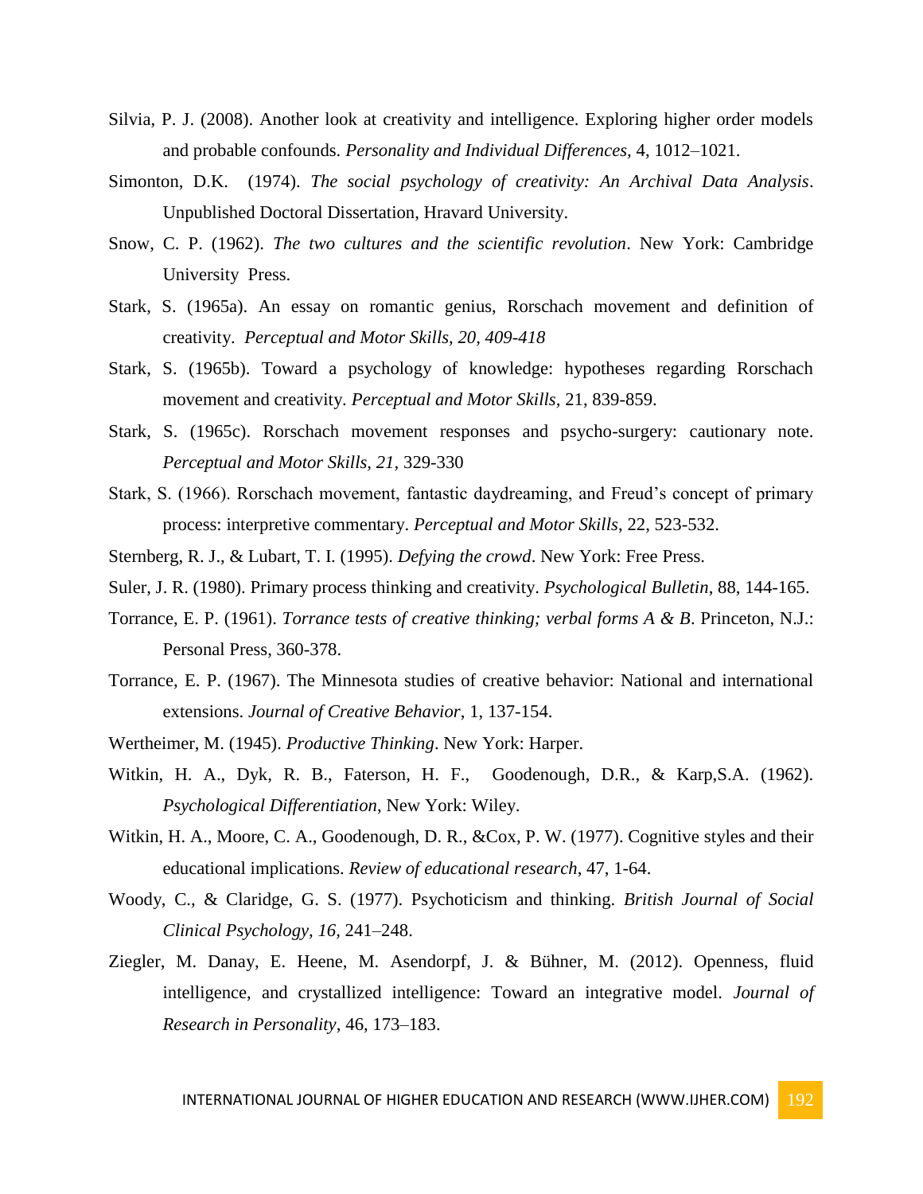Silvia, P. J. (2008). Another look at creativity and intelligence. Exploring higher order models and probable confounds. *Personality and Individual Differences,* 4, 1012–1021.

Simonton, D.K. (1974). *The social psychology of creativity: An Archival Data Analysis*. Unpublished Doctoral Dissertation, Hravard University.

Snow, C. P. (1962). *The two cultures and the scientific revolution*. New York: Cambridge University Press.

Stark, S. (1965a). An essay on romantic genius, Rorschach movement and definition of creativity. *Perceptual and Motor Skills, 20, 409-418*

Stark, S. (1965b). Toward a psychology of knowledge: hypotheses regarding Rorschach movement and creativity. *Perceptual and Motor Skills,* 21, 839-859.

Stark, S. (1965c). Rorschach movement responses and psycho-surgery: cautionary note. *Perceptual and Motor Skills, 21,* 329-330

Stark, S. (1966). Rorschach movement, fantastic daydreaming, and Freud's concept of primary process: interpretive commentary. *Perceptual and Motor Skills*, 22, 523-532.

Sternberg, R. J., & Lubart, T. I. (1995). *Defying the crowd*. New York: Free Press.

Suler, J. R. (1980). Primary process thinking and creativity. *Psychological Bulletin*, 88, 144-165.

Torrance, E. P. (1961). *Torrance tests of creative thinking; verbal forms A & B*. Princeton, N.J.: Personal Press, 360-378.

Torrance, E. P. (1967). The Minnesota studies of creative behavior: National and international extensions. *Journal of Creative Behavior*, 1, 137-154.

Wertheimer, M. (1945). *Productive Thinking*. New York: Harper.

Witkin, H. A., Dyk, R. B., Faterson, H. F., Goodenough, D.R., & Karp,S.A. (1962). *Psychological Differentiation*, New York: Wiley.

Witkin, H. A., Moore, C. A., Goodenough, D. R., &Cox, P. W. (1977). Cognitive styles and their educational implications. *Review of educational research*, 47, 1-64.

Woody, C., & Claridge, G. S. (1977). Psychoticism and thinking. *British Journal of Social Clinical Psychology, 16,* 241–248.

Ziegler, M. Danay, E. Heene, M. Asendorpf, J. & Bühner, M. (2012). Openness, fluid intelligence, and crystallized intelligence: Toward an integrative model. *Journal of Research in Personality*, 46, 173–183.